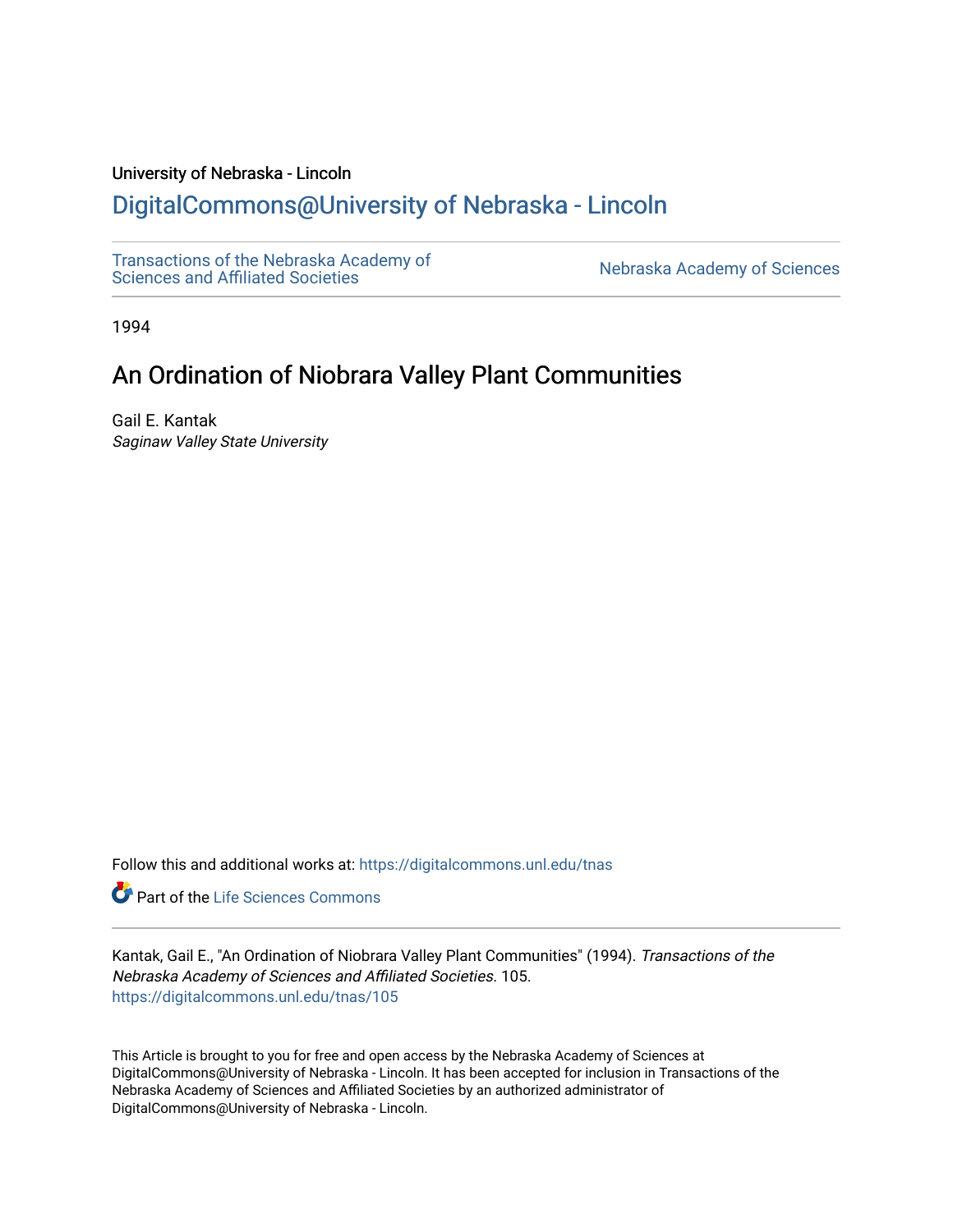University of Nebraska - Lincoln

## DigitalCommons@University of Nebraska - Lincoln

Transactions of the Nebraska Academy of Sciences and Affiliated Societies

Nebraska Academy of Sciences

1994

# An Ordination of Niobrara Valley Plant Communities

Gail E. Kantak

*Saginaw Valley State University*

Follow this and additional works at: https://digitalcommons.unl.edu/tnas

Part of the Life Sciences Commons

Kantak, Gail E., "An Ordination of Niobrara Valley Plant Communities" (1994). *Transactions of the Nebraska Academy of Sciences and Affiliated Societies*. 105.
https://digitalcommons.unl.edu/tnas/105

This Article is brought to you for free and open access by the Nebraska Academy of Sciences at DigitalCommons@University of Nebraska - Lincoln. It has been accepted for inclusion in Transactions of the Nebraska Academy of Sciences and Affiliated Societies by an authorized administrator of DigitalCommons@University of Nebraska - Lincoln.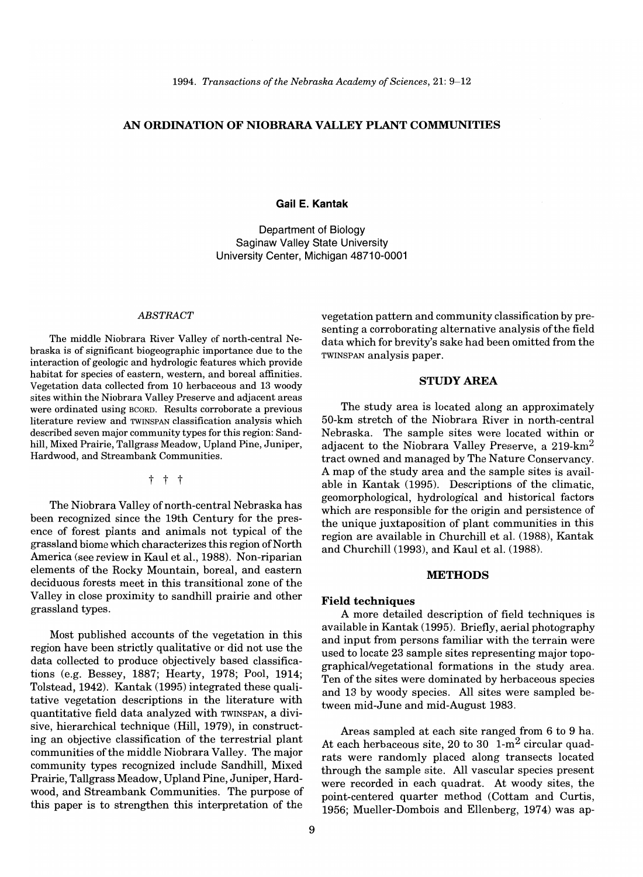# AN ORDINATION OF NIOBRARA VALLEY PLANT COMMUNITIES

**Gail E. Kantak**

Department of Biology
Saginaw Valley State University
University Center, Michigan 48710-0001

*ABSTRACT*

The middle Niobrara River Valley of north-central Nebraska is of significant biogeographic importance due to the interaction of geologic and hydrologic features which provide habitat for species of eastern, western, and boreal affinities. Vegetation data collected from 10 herbaceous and 13 woody sites within the Niobrara Valley Preserve and adjacent areas were ordinated using BCORD. Results corroborate a previous literature review and TWINSPAN classification analysis which described seven major community types for this region: Sandhill, Mixed Prairie, Tallgrass Meadow, Upland Pine, Juniper, Hardwood, and Streambank Communities.

† † †

The Niobrara Valley of north-central Nebraska has been recognized since the 19th Century for the presence of forest plants and animals not typical of the grassland biome which characterizes this region of North America (see review in Kaul et al., 1988). Non-riparian elements of the Rocky Mountain, boreal, and eastern deciduous forests meet in this transitional zone of the Valley in close proximity to sandhill prairie and other grassland types.

Most published accounts of the vegetation in this region have been strictly qualitative or did not use the data collected to produce objectively based classifications (e.g. Bessey, 1887; Hearty, 1978; Pool, 1914; Tolstead, 1942). Kantak (1995) integrated these qualitative vegetation descriptions in the literature with quantitative field data analyzed with TWINSPAN, a divisive, hierarchical technique (Hill, 1979), in constructing an objective classification of the terrestrial plant communities of the middle Niobrara Valley. The major community types recognized include Sandhill, Mixed Prairie, Tallgrass Meadow, Upland Pine, Juniper, Hardwood, and Streambank Communities. The purpose of this paper is to strengthen this interpretation of the vegetation pattern and community classification by presenting a corroborating alternative analysis of the field data which for brevity's sake had been omitted from the TWINSPAN analysis paper.

## STUDY AREA

The study area is located along an approximately 50-km stretch of the Niobrara River in north-central Nebraska. The sample sites were located within or adjacent to the Niobrara Valley Preserve, a 219-km$^2$ tract owned and managed by The Nature Conservancy. A map of the study area and the sample sites is available in Kantak (1995). Descriptions of the climatic, geomorphological, hydrological and historical factors which are responsible for the origin and persistence of the unique juxtaposition of plant communities in this region are available in Churchill et al. (1988), Kantak and Churchill (1993), and Kaul et al. (1988).

## METHODS

### Field techniques

A more detailed description of field techniques is available in Kantak (1995). Briefly, aerial photography and input from persons familiar with the terrain were used to locate 23 sample sites representing major topographical/vegetational formations in the study area. Ten of the sites were dominated by herbaceous species and 13 by woody species. All sites were sampled between mid-June and mid-August 1983.

Areas sampled at each site ranged from 6 to 9 ha. At each herbaceous site, 20 to 30 1-m$^2$ circular quadrats were randomly placed along transects located through the sample site. All vascular species present were recorded in each quadrat. At woody sites, the point-centered quarter method (Cottam and Curtis, 1956; Mueller-Dombois and Ellenberg, 1974) was ap-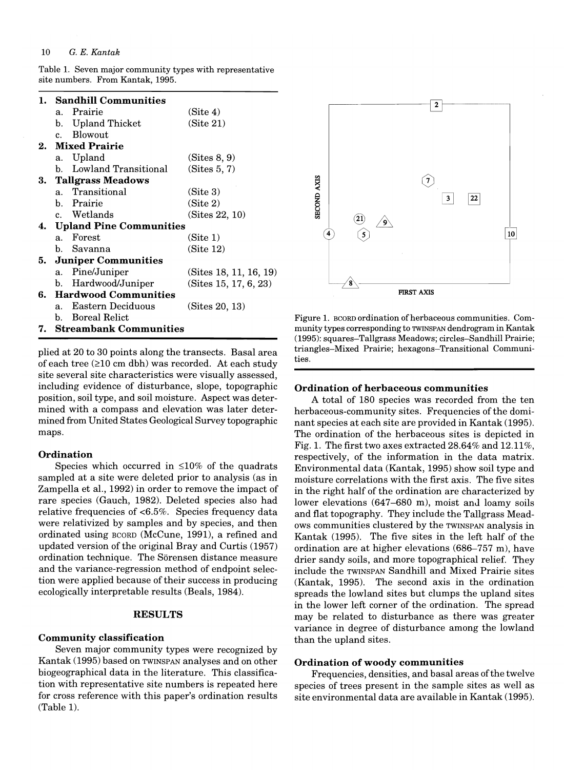Table 1. Seven major community types with representative site numbers. From Kantak, 1995.

| | |
|---|---|
| **1. Sandhill Communities** | |
| a. Prairie | (Site 4) |
| b. Upland Thicket | (Site 21) |
| c. Blowout | |
| **2. Mixed Prairie** | |
| a. Upland | (Sites 8, 9) |
| b. Lowland Transitional | (Sites 5, 7) |
| **3. Tallgrass Meadows** | |
| a. Transitional | (Site 3) |
| b. Prairie | (Site 2) |
| c. Wetlands | (Sites 22, 10) |
| **4. Upland Pine Communities** | |
| a. Forest | (Site 1) |
| b. Savanna | (Site 12) |
| **5. Juniper Communities** | |
| a. Pine/Juniper | (Sites 18, 11, 16, 19) |
| b. Hardwood/Juniper | (Sites 15, 17, 6, 23) |
| **6. Hardwood Communities** | |
| a. Eastern Deciduous | (Sites 20, 13) |
| b. Boreal Relict | |
| **7. Streambank Communities** | |

plied at 20 to 30 points along the transects. Basal area of each tree (≥10 cm dbh) was recorded. At each study site several site characteristics were visually assessed, including evidence of disturbance, slope, topographic position, soil type, and soil moisture. Aspect was determined with a compass and elevation was later determined from United States Geological Survey topographic maps.

### Ordination

Species which occurred in ≤10% of the quadrats sampled at a site were deleted prior to analysis (as in Zampella et al., 1992) in order to remove the impact of rare species (Gauch, 1982). Deleted species also had relative frequencies of <6.5%. Species frequency data were relativized by samples and by species, and then ordinated using BCORD (McCune, 1991), a refined and updated version of the original Bray and Curtis (1957) ordination technique. The Sörensen distance measure and the variance-regression method of endpoint selection were applied because of their success in producing ecologically interpretable results (Beals, 1984).

## RESULTS

### Community classification

Seven major community types were recognized by Kantak (1995) based on TWINSPAN analyses and on other biogeographical data in the literature. This classification with representative site numbers is repeated here for cross reference with this paper's ordination results (Table 1).

Figure 1. BCORD ordination of herbaceous communities. Community types corresponding to TWINSPAN dendrogram in Kantak (1995): squares–Tallgrass Meadows; circles–Sandhill Prairie; triangles–Mixed Prairie; hexagons–Transitional Communities.

### Ordination of herbaceous communities

A total of 180 species was recorded from the ten herbaceous-community sites. Frequencies of the dominant species at each site are provided in Kantak (1995). The ordination of the herbaceous sites is depicted in Fig. 1. The first two axes extracted 28.64% and 12.11%, respectively, of the information in the data matrix. Environmental data (Kantak, 1995) show soil type and moisture correlations with the first axis. The five sites in the right half of the ordination are characterized by lower elevations (647–680 m), moist and loamy soils and flat topography. They include the Tallgrass Meadows communities clustered by the TWINSPAN analysis in Kantak (1995). The five sites in the left half of the ordination are at higher elevations (686–757 m), have drier sandy soils, and more topographical relief. They include the TWINSPAN Sandhill and Mixed Prairie sites (Kantak, 1995). The second axis in the ordination spreads the lowland sites but clumps the upland sites in the lower left corner of the ordination. The spread may be related to disturbance as there was greater variance in degree of disturbance among the lowland than the upland sites.

### Ordination of woody communities

Frequencies, densities, and basal areas of the twelve species of trees present in the sample sites as well as site environmental data are available in Kantak (1995).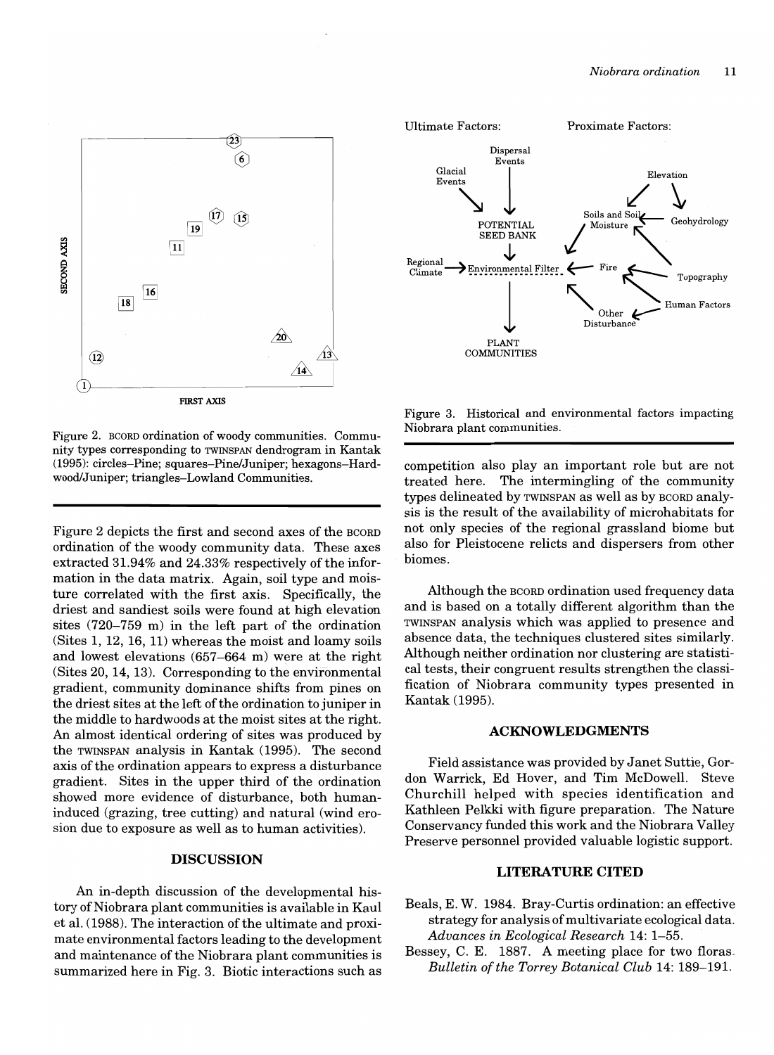Figure 2. BCORD ordination of woody communities. Community types corresponding to TWINSPAN dendrogram in Kantak (1995): circles–Pine; squares–Pine/Juniper; hexagons–Hardwood/Juniper; triangles–Lowland Communities.

Figure 2 depicts the first and second axes of the BCORD ordination of the woody community data. These axes extracted 31.94% and 24.33% respectively of the information in the data matrix. Again, soil type and moisture correlated with the first axis. Specifically, the driest and sandiest soils were found at high elevation sites (720–759 m) in the left part of the ordination (Sites 1, 12, 16, 11) whereas the moist and loamy soils and lowest elevations (657–664 m) were at the right (Sites 20, 14, 13). Corresponding to the environmental gradient, community dominance shifts from pines on the driest sites at the left of the ordination to juniper in the middle to hardwoods at the moist sites at the right. An almost identical ordering of sites was produced by the TWINSPAN analysis in Kantak (1995). The second axis of the ordination appears to express a disturbance gradient. Sites in the upper third of the ordination showed more evidence of disturbance, both human-induced (grazing, tree cutting) and natural (wind erosion due to exposure as well as to human activities).

## DISCUSSION

An in-depth discussion of the developmental history of Niobrara plant communities is available in Kaul et al. (1988). The interaction of the ultimate and proximate environmental factors leading to the development and maintenance of the Niobrara plant communities is summarized here in Fig. 3. Biotic interactions such as competition also play an important role but are not treated here. The intermingling of the community types delineated by TWINSPAN as well as by BCORD analysis is the result of the availability of microhabitats for not only species of the regional grassland biome but also for Pleistocene relicts and dispersers from other biomes.

Figure 3. Historical and environmental factors impacting Niobrara plant communities.

Although the BCORD ordination used frequency data and is based on a totally different algorithm than the TWINSPAN analysis which was applied to presence and absence data, the techniques clustered sites similarly. Although neither ordination nor clustering are statistical tests, their congruent results strengthen the classification of Niobrara community types presented in Kantak (1995).

## ACKNOWLEDGMENTS

Field assistance was provided by Janet Suttie, Gordon Warrick, Ed Hover, and Tim McDowell. Steve Churchill helped with species identification and Kathleen Pelkki with figure preparation. The Nature Conservancy funded this work and the Niobrara Valley Preserve personnel provided valuable logistic support.

## LITERATURE CITED

Beals, E. W. 1984. Bray-Curtis ordination: an effective strategy for analysis of multivariate ecological data. *Advances in Ecological Research* 14: 1–55.

Bessey, C. E. 1887. A meeting place for two floras. *Bulletin of the Torrey Botanical Club* 14: 189–191.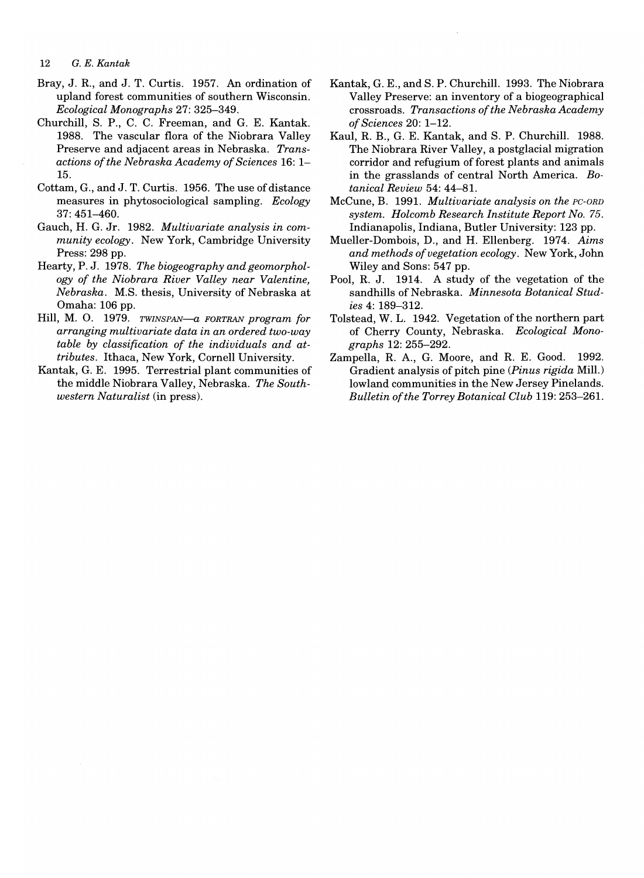Bray, J. R., and J. T. Curtis. 1957. An ordination of upland forest communities of southern Wisconsin. *Ecological Monographs* 27: 325–349.

Churchill, S. P., C. C. Freeman, and G. E. Kantak. 1988. The vascular flora of the Niobrara Valley Preserve and adjacent areas in Nebraska. *Transactions of the Nebraska Academy of Sciences* 16: 1–15.

Cottam, G., and J. T. Curtis. 1956. The use of distance measures in phytosociological sampling. *Ecology* 37: 451–460.

Gauch, H. G. Jr. 1982. *Multivariate analysis in community ecology*. New York, Cambridge University Press: 298 pp.

Hearty, P. J. 1978. *The biogeography and geomorphology of the Niobrara River Valley near Valentine, Nebraska*. M.S. thesis, University of Nebraska at Omaha: 106 pp.

Hill, M. O. 1979. *TWINSPAN—a FORTRAN program for arranging multivariate data in an ordered two-way table by classification of the individuals and attributes*. Ithaca, New York, Cornell University.

Kantak, G. E. 1995. Terrestrial plant communities of the middle Niobrara Valley, Nebraska. *The Southwestern Naturalist* (in press).

Kantak, G. E., and S. P. Churchill. 1993. The Niobrara Valley Preserve: an inventory of a biogeographical crossroads. *Transactions of the Nebraska Academy of Sciences* 20: 1–12.

Kaul, R. B., G. E. Kantak, and S. P. Churchill. 1988. The Niobrara River Valley, a postglacial migration corridor and refugium of forest plants and animals in the grasslands of central North America. *Botanical Review* 54: 44–81.

McCune, B. 1991. *Multivariate analysis on the PC-ORD system. Holcomb Research Institute Report No. 75*. Indianapolis, Indiana, Butler University: 123 pp.

Mueller-Dombois, D., and H. Ellenberg. 1974. *Aims and methods of vegetation ecology*. New York, John Wiley and Sons: 547 pp.

Pool, R. J. 1914. A study of the vegetation of the sandhills of Nebraska. *Minnesota Botanical Studies* 4: 189–312.

Tolstead, W. L. 1942. Vegetation of the northern part of Cherry County, Nebraska. *Ecological Monographs* 12: 255–292.

Zampella, R. A., G. Moore, and R. E. Good. 1992. Gradient analysis of pitch pine (*Pinus rigida* Mill.) lowland communities in the New Jersey Pinelands. *Bulletin of the Torrey Botanical Club* 119: 253–261.